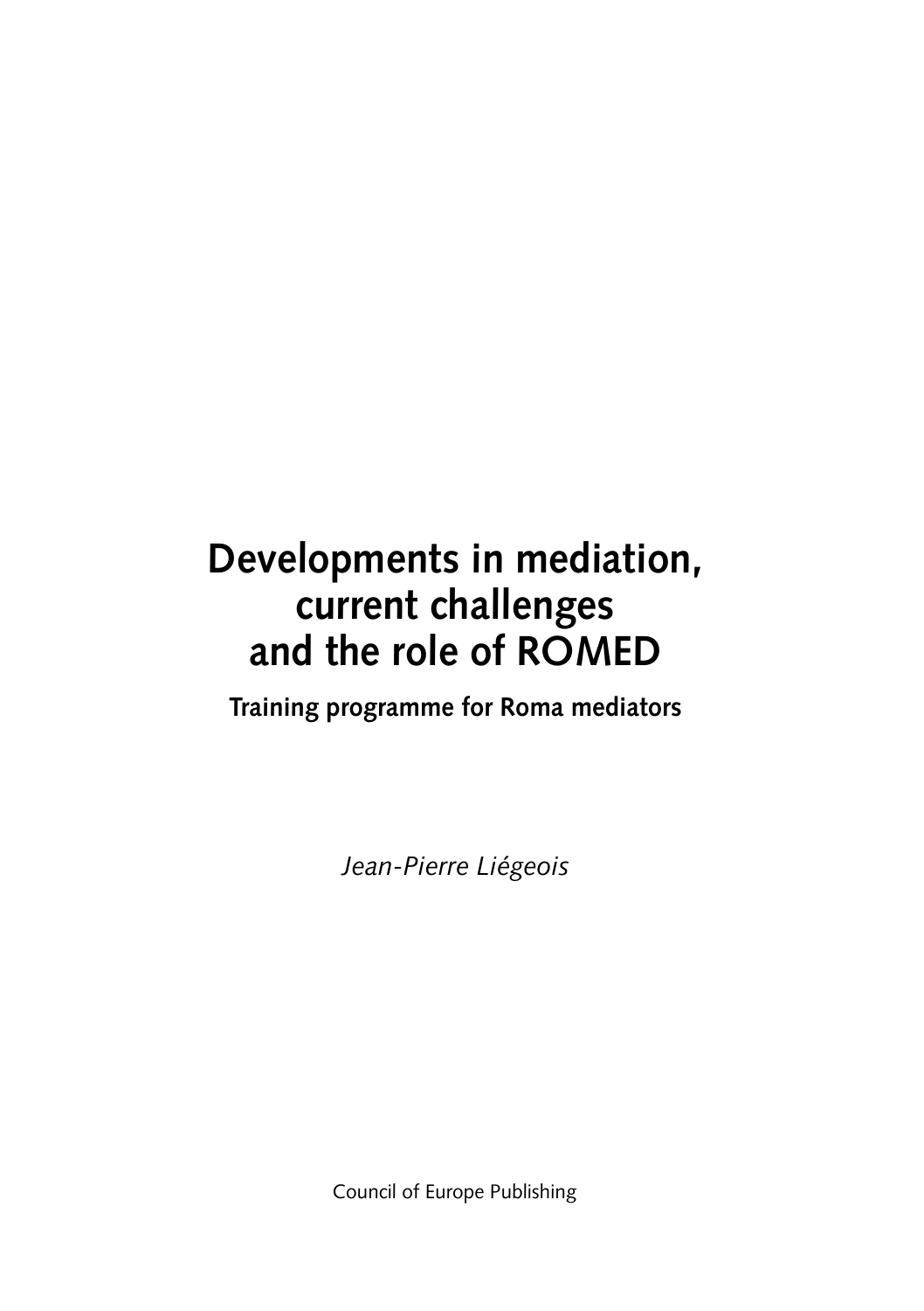# Developments in mediation, current challenges and the role of ROMED

**Training programme for Roma mediators**

*Jean-Pierre Liégeois*

Council of Europe Publishing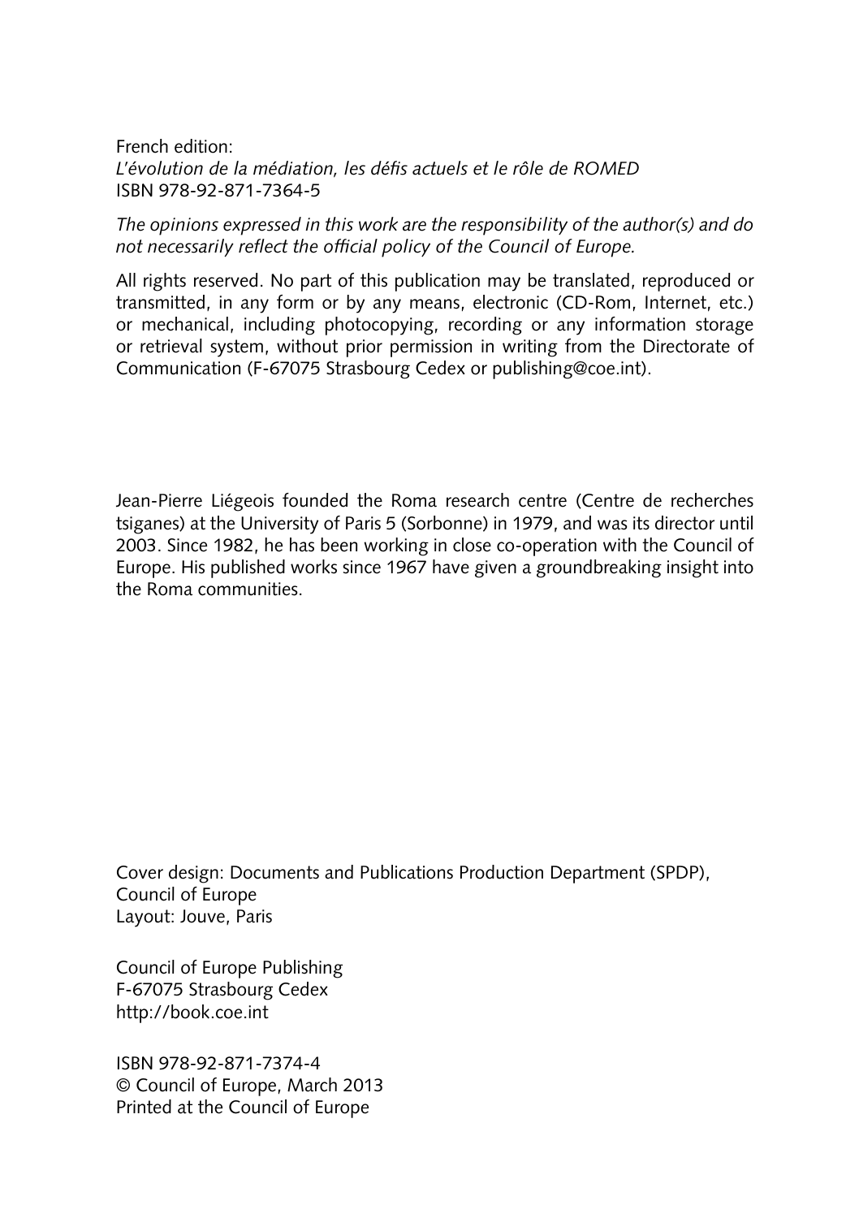French edition:
*L'évolution de la médiation, les défis actuels et le rôle de ROMED*
ISBN 978-92-871-7364-5

*The opinions expressed in this work are the responsibility of the author(s) and do not necessarily reflect the official policy of the Council of Europe.*

All rights reserved. No part of this publication may be translated, reproduced or transmitted, in any form or by any means, electronic (CD-Rom, Internet, etc.) or mechanical, including photocopying, recording or any information storage or retrieval system, without prior permission in writing from the Directorate of Communication (F-67075 Strasbourg Cedex or publishing@coe.int).

Jean-Pierre Liégeois founded the Roma research centre (Centre de recherches tsiganes) at the University of Paris 5 (Sorbonne) in 1979, and was its director until 2003. Since 1982, he has been working in close co-operation with the Council of Europe. His published works since 1967 have given a groundbreaking insight into the Roma communities.

Cover design: Documents and Publications Production Department (SPDP), Council of Europe
Layout: Jouve, Paris

Council of Europe Publishing
F-67075 Strasbourg Cedex
http://book.coe.int

ISBN 978-92-871-7374-4
© Council of Europe, March 2013
Printed at the Council of Europe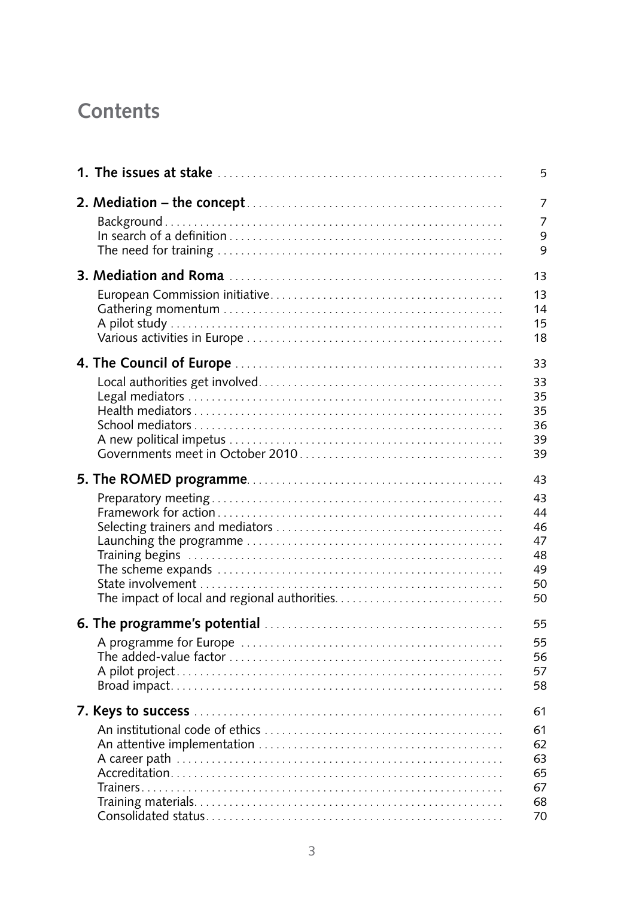# Contents

| | |
|---|---|
| **1. The issues at stake** | 5 |
| **2. Mediation – the concept** | 7 |
| Background | 7 |
| In search of a definition | 9 |
| The need for training | 9 |
| **3. Mediation and Roma** | 13 |
| European Commission initiative | 13 |
| Gathering momentum | 14 |
| A pilot study | 15 |
| Various activities in Europe | 18 |
| **4. The Council of Europe** | 33 |
| Local authorities get involved | 33 |
| Legal mediators | 35 |
| Health mediators | 35 |
| School mediators | 36 |
| A new political impetus | 39 |
| Governments meet in October 2010 | 39 |
| **5. The ROMED programme** | 43 |
| Preparatory meeting | 43 |
| Framework for action | 44 |
| Selecting trainers and mediators | 46 |
| Launching the programme | 47 |
| Training begins | 48 |
| The scheme expands | 49 |
| State involvement | 50 |
| The impact of local and regional authorities | 50 |
| **6. The programme's potential** | 55 |
| A programme for Europe | 55 |
| The added-value factor | 56 |
| A pilot project | 57 |
| Broad impact | 58 |
| **7. Keys to success** | 61 |
| An institutional code of ethics | 61 |
| An attentive implementation | 62 |
| A career path | 63 |
| Accreditation | 65 |
| Trainers | 67 |
| Training materials | 68 |
| Consolidated status | 70 |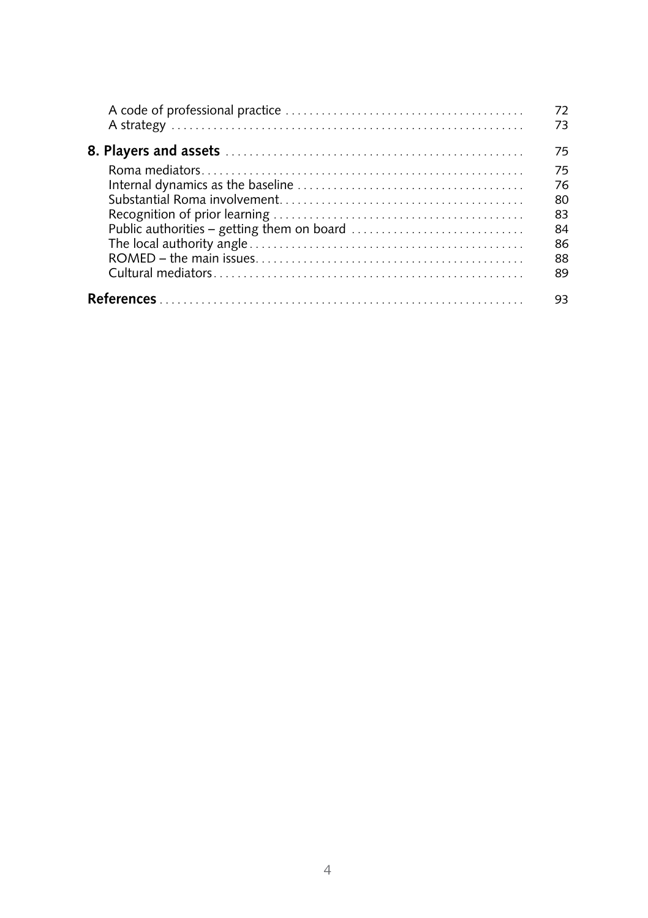A code of professional practice ........................................ 72
A strategy ........................................................... 73

**8. Players and assets** .................................................. 75

Roma mediators...................................................... 75
Internal dynamics as the baseline ...................................... 76
Substantial Roma involvement........................................ 80
Recognition of prior learning .......................................... 83
Public authorities – getting them on board ............................. 84
The local authority angle.............................................. 86
ROMED – the main issues............................................. 88
Cultural mediators.................................................... 89

**References** ............................................................ 93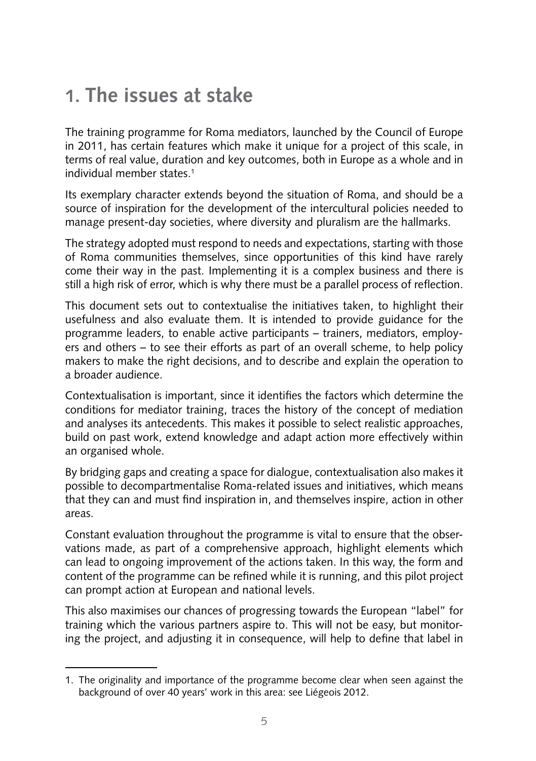# 1. The issues at stake

The training programme for Roma mediators, launched by the Council of Europe in 2011, has certain features which make it unique for a project of this scale, in terms of real value, duration and key outcomes, both in Europe as a whole and in individual member states.[1]

Its exemplary character extends beyond the situation of Roma, and should be a source of inspiration for the development of the intercultural policies needed to manage present-day societies, where diversity and pluralism are the hallmarks.

The strategy adopted must respond to needs and expectations, starting with those of Roma communities themselves, since opportunities of this kind have rarely come their way in the past. Implementing it is a complex business and there is still a high risk of error, which is why there must be a parallel process of reflection.

This document sets out to contextualise the initiatives taken, to highlight their usefulness and also evaluate them. It is intended to provide guidance for the programme leaders, to enable active participants – trainers, mediators, employers and others – to see their efforts as part of an overall scheme, to help policy makers to make the right decisions, and to describe and explain the operation to a broader audience.

Contextualisation is important, since it identifies the factors which determine the conditions for mediator training, traces the history of the concept of mediation and analyses its antecedents. This makes it possible to select realistic approaches, build on past work, extend knowledge and adapt action more effectively within an organised whole.

By bridging gaps and creating a space for dialogue, contextualisation also makes it possible to decompartmentalise Roma-related issues and initiatives, which means that they can and must find inspiration in, and themselves inspire, action in other areas.

Constant evaluation throughout the programme is vital to ensure that the observations made, as part of a comprehensive approach, highlight elements which can lead to ongoing improvement of the actions taken. In this way, the form and content of the programme can be refined while it is running, and this pilot project can prompt action at European and national levels.

This also maximises our chances of progressing towards the European "label" for training which the various partners aspire to. This will not be easy, but monitoring the project, and adjusting it in consequence, will help to define that label in

---

1. The originality and importance of the programme become clear when seen against the background of over 40 years' work in this area: see Liégeois 2012.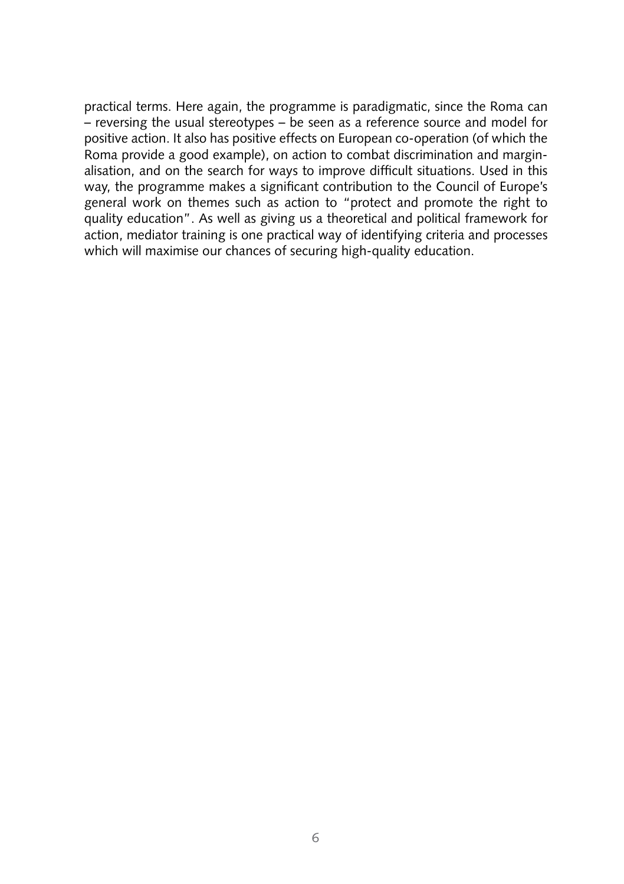practical terms. Here again, the programme is paradigmatic, since the Roma can – reversing the usual stereotypes – be seen as a reference source and model for positive action. It also has positive effects on European co-operation (of which the Roma provide a good example), on action to combat discrimination and marginalisation, and on the search for ways to improve difficult situations. Used in this way, the programme makes a significant contribution to the Council of Europe's general work on themes such as action to "protect and promote the right to quality education". As well as giving us a theoretical and political framework for action, mediator training is one practical way of identifying criteria and processes which will maximise our chances of securing high-quality education.